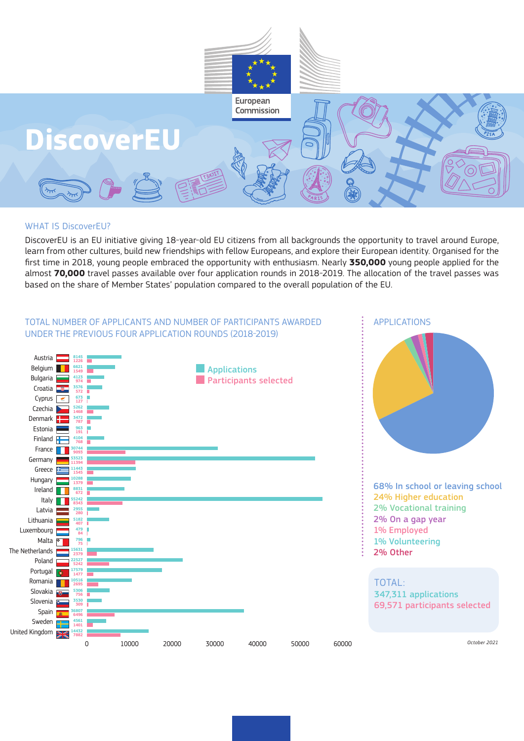European Commission

# DiscoverEU

## WHAT IS DiscoverEU?

DiscoverEU is an EU initiative giving 18-year-old EU citizens from all backgrounds the opportunity to travel around Europe, learn from other cultures, build new friendships with fellow Europeans, and explore their European identity. Organised for the first time in 2018, young people embraced the opportunity with enthusiasm. Nearly **350,000** young people applied for the almost **70,000** travel passes available over four application rounds in 2018-2019. The allocation of the travel passes was based on the share of Member States' population compared to the overall population of the EU.

## TOTAL NUMBER OF APPLICANTS AND NUMBER OF PARTICIPANTS AWARDED UNDER THE PREVIOUS FOUR APPLICATION ROUNDS (2018-2019)

| Country | Applications | Participants selected |
|---|---|---|
| Austria | 8145 | 1226 |
| Belgium | 6621 | 1549 |
| Bulgaria | 4123 | 974 |
| Croatia | 3576 | 572 |
| Cyprus | 673 | 127 |
| Czechia | 5262 | 1468 |
| Denmark | 3472 | 787 |
| Estonia | 963 | 191 |
| Finland | 4104 | 768 |
| France | 30744 | 9093 |
| Germany | 53523 | 11394 |
| Greece | 11443 | 1545 |
| Hungary | 10288 | 1379 |
| Ireland | 8831 | 672 |
| Italy | 55242 | 8343 |
| Latvia | 2955 | 280 |
| Lithuania | 5182 | 407 |
| Luxembourg | 479 | 84 |
| Malta | 796 | 75 |
| The Netherlands | 15631 | 2379 |
| Poland | 22527 | 5242 |
| Portugal | 17579 | 1477 |
| Romania | 10516 | 2695 |
| Slovakia | 5306 | 756 |
| Slovenia | 3530 | 309 |
| Spain | 36807 | 6496 |
| Sweden | 4561 | 1401 |
| United Kingdom | 14432 | 7882 |

## APPLICATIONS

- 68% In school or leaving school
- 24% Higher education
- 2% Vocational training
- 2% On a gap year
- 1% Employed
- 1% Volunteering
- 2% Other

TOTAL:
347,311 applications
69,571 participants selected

October 2021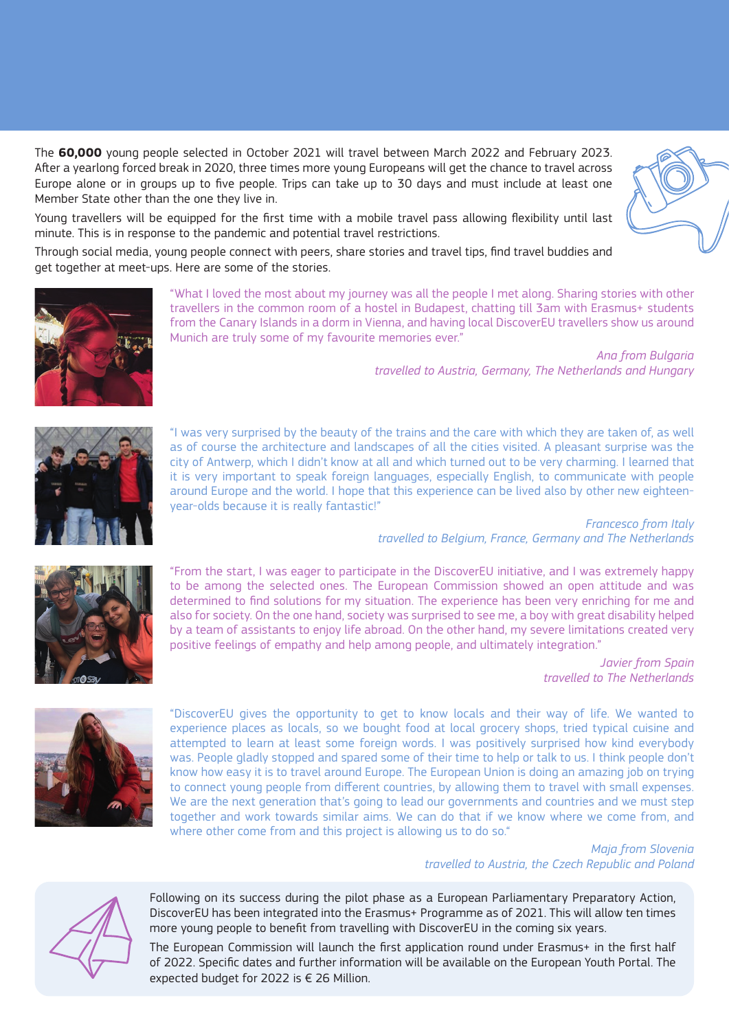The **60,000** young people selected in October 2021 will travel between March 2022 and February 2023. After a yearlong forced break in 2020, three times more young Europeans will get the chance to travel across Europe alone or in groups up to five people. Trips can take up to 30 days and must include at least one Member State other than the one they live in.

Young travellers will be equipped for the first time with a mobile travel pass allowing flexibility until last minute. This is in response to the pandemic and potential travel restrictions.

Through social media, young people connect with peers, share stories and travel tips, find travel buddies and get together at meet-ups. Here are some of the stories.

"What I loved the most about my journey was all the people I met along. Sharing stories with other travellers in the common room of a hostel in Budapest, chatting till 3am with Erasmus+ students from the Canary Islands in a dorm in Vienna, and having local DiscoverEU travellers show us around Munich are truly some of my favourite memories ever."

*Ana from Bulgaria*
*travelled to Austria, Germany, The Netherlands and Hungary*

"I was very surprised by the beauty of the trains and the care with which they are taken of, as well as of course the architecture and landscapes of all the cities visited. A pleasant surprise was the city of Antwerp, which I didn't know at all and which turned out to be very charming. I learned that it is very important to speak foreign languages, especially English, to communicate with people around Europe and the world. I hope that this experience can be lived also by other new eighteen-year-olds because it is really fantastic!"

*Francesco from Italy*
*travelled to Belgium, France, Germany and The Netherlands*

"From the start, I was eager to participate in the DiscoverEU initiative, and I was extremely happy to be among the selected ones. The European Commission showed an open attitude and was determined to find solutions for my situation. The experience has been very enriching for me and also for society. On the one hand, society was surprised to see me, a boy with great disability helped by a team of assistants to enjoy life abroad. On the other hand, my severe limitations created very positive feelings of empathy and help among people, and ultimately integration."

*Javier from Spain*
*travelled to The Netherlands*

"DiscoverEU gives the opportunity to get to know locals and their way of life. We wanted to experience places as locals, so we bought food at local grocery shops, tried typical cuisine and attempted to learn at least some foreign words. I was positively surprised how kind everybody was. People gladly stopped and spared some of their time to help or talk to us. I think people don't know how easy it is to travel around Europe. The European Union is doing an amazing job on trying to connect young people from different countries, by allowing them to travel with small expenses. We are the next generation that's going to lead our governments and countries and we must step together and work towards similar aims. We can do that if we know where we come from, and where other come from and this project is allowing us to do so."

*Maja from Slovenia*
*travelled to Austria, the Czech Republic and Poland*

Following on its success during the pilot phase as a European Parliamentary Preparatory Action, DiscoverEU has been integrated into the Erasmus+ Programme as of 2021. This will allow ten times more young people to benefit from travelling with DiscoverEU in the coming six years.

The European Commission will launch the first application round under Erasmus+ in the first half of 2022. Specific dates and further information will be available on the European Youth Portal. The expected budget for 2022 is € 26 Million.